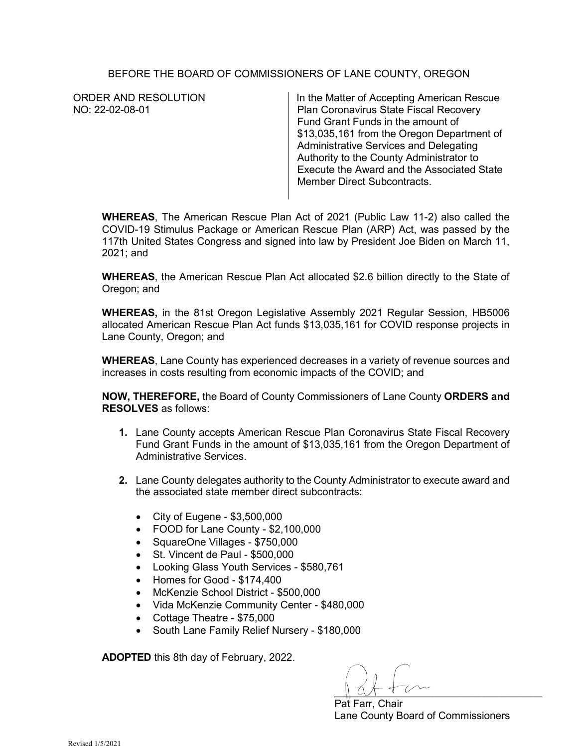BEFORE THE BOARD OF COMMISSIONERS OF LANE COUNTY, OREGON

ORDER AND RESOLUTION
NO: 22-02-08-01

In the Matter of Accepting American Rescue Plan Coronavirus State Fiscal Recovery Fund Grant Funds in the amount of $13,035,161 from the Oregon Department of Administrative Services and Delegating Authority to the County Administrator to Execute the Award and the Associated State Member Direct Subcontracts.

**WHEREAS**, The American Rescue Plan Act of 2021 (Public Law 11-2) also called the COVID-19 Stimulus Package or American Rescue Plan (ARP) Act, was passed by the 117th United States Congress and signed into law by President Joe Biden on March 11, 2021; and

**WHEREAS**, the American Rescue Plan Act allocated $2.6 billion directly to the State of Oregon; and

**WHEREAS,** in the 81st Oregon Legislative Assembly 2021 Regular Session, HB5006 allocated American Rescue Plan Act funds $13,035,161 for COVID response projects in Lane County, Oregon; and

**WHEREAS**, Lane County has experienced decreases in a variety of revenue sources and increases in costs resulting from economic impacts of the COVID; and

**NOW, THEREFORE,** the Board of County Commissioners of Lane County **ORDERS and RESOLVES** as follows:

1. Lane County accepts American Rescue Plan Coronavirus State Fiscal Recovery Fund Grant Funds in the amount of $13,035,161 from the Oregon Department of Administrative Services.

2. Lane County delegates authority to the County Administrator to execute award and the associated state member direct subcontracts:

    - City of Eugene - $3,500,000
    - FOOD for Lane County - $2,100,000
    - SquareOne Villages - $750,000
    - St. Vincent de Paul - $500,000
    - Looking Glass Youth Services - $580,761
    - Homes for Good - $174,400
    - McKenzie School District - $500,000
    - Vida McKenzie Community Center - $480,000
    - Cottage Theatre - $75,000
    - South Lane Family Relief Nursery - $180,000

**ADOPTED** this 8th day of February, 2022.

Pat Farr, Chair
Lane County Board of Commissioners

Revised 1/5/2021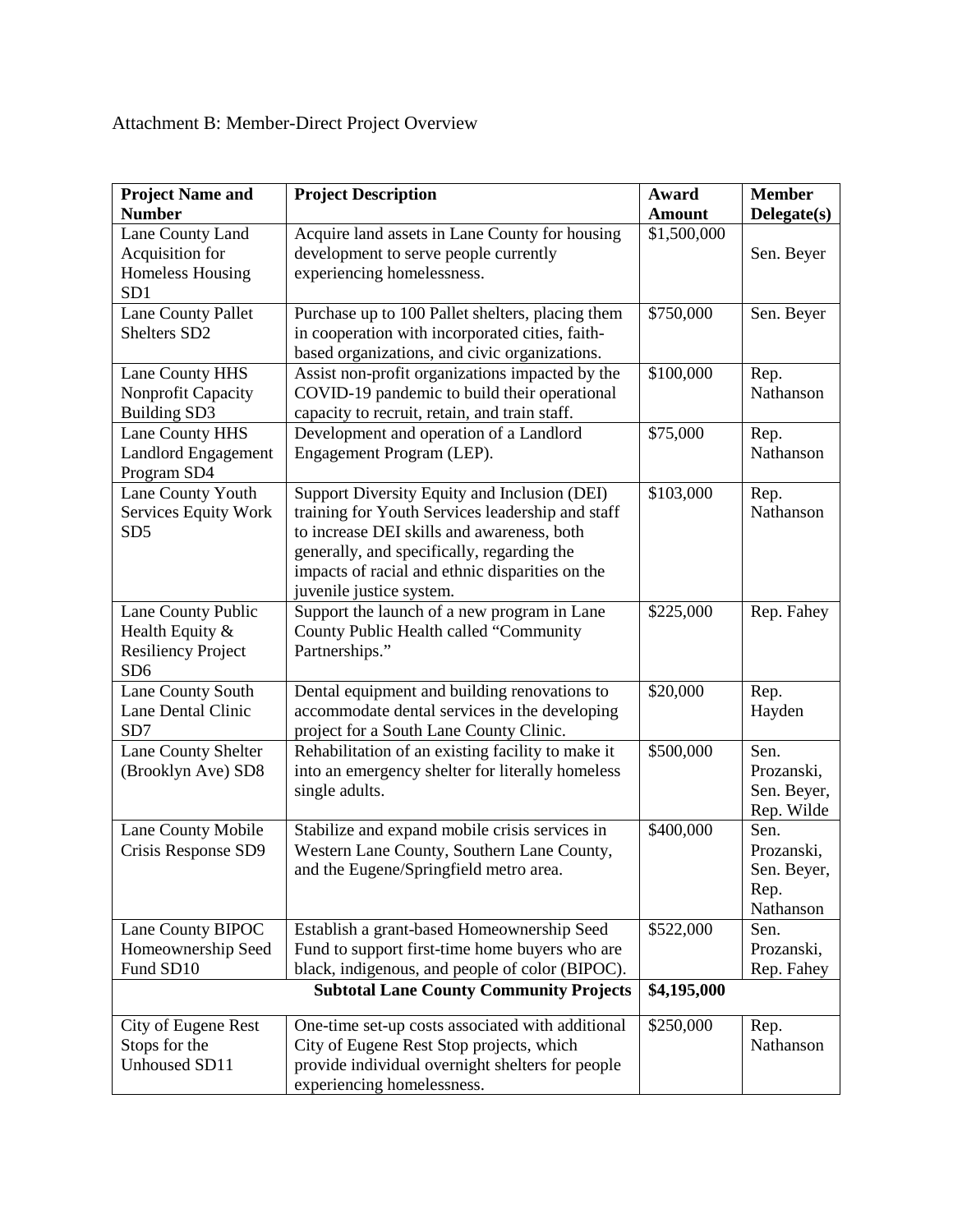Attachment B: Member-Direct Project Overview

| Project Name and Number | Project Description | Award Amount | Member Delegate(s) |
|---|---|---|---|
| Lane County Land Acquisition for Homeless Housing SD1 | Acquire land assets in Lane County for housing development to serve people currently experiencing homelessness. | $1,500,000 | Sen. Beyer |
| Lane County Pallet Shelters SD2 | Purchase up to 100 Pallet shelters, placing them in cooperation with incorporated cities, faith-based organizations, and civic organizations. | $750,000 | Sen. Beyer |
| Lane County HHS Nonprofit Capacity Building SD3 | Assist non-profit organizations impacted by the COVID-19 pandemic to build their operational capacity to recruit, retain, and train staff. | $100,000 | Rep. Nathanson |
| Lane County HHS Landlord Engagement Program SD4 | Development and operation of a Landlord Engagement Program (LEP). | $75,000 | Rep. Nathanson |
| Lane County Youth Services Equity Work SD5 | Support Diversity Equity and Inclusion (DEI) training for Youth Services leadership and staff to increase DEI skills and awareness, both generally, and specifically, regarding the impacts of racial and ethnic disparities on the juvenile justice system. | $103,000 | Rep. Nathanson |
| Lane County Public Health Equity & Resiliency Project SD6 | Support the launch of a new program in Lane County Public Health called "Community Partnerships." | $225,000 | Rep. Fahey |
| Lane County South Lane Dental Clinic SD7 | Dental equipment and building renovations to accommodate dental services in the developing project for a South Lane County Clinic. | $20,000 | Rep. Hayden |
| Lane County Shelter (Brooklyn Ave) SD8 | Rehabilitation of an existing facility to make it into an emergency shelter for literally homeless single adults. | $500,000 | Sen. Prozanski, Sen. Beyer, Rep. Wilde |
| Lane County Mobile Crisis Response SD9 | Stabilize and expand mobile crisis services in Western Lane County, Southern Lane County, and the Eugene/Springfield metro area. | $400,000 | Sen. Prozanski, Sen. Beyer, Rep. Nathanson |
| Lane County BIPOC Homeownership Seed Fund SD10 | Establish a grant-based Homeownership Seed Fund to support first-time home buyers who are black, indigenous, and people of color (BIPOC). | $522,000 | Sen. Prozanski, Rep. Fahey |
| | **Subtotal Lane County Community Projects** | **$4,195,000** | |
| City of Eugene Rest Stops for the Unhoused SD11 | One-time set-up costs associated with additional City of Eugene Rest Stop projects, which provide individual overnight shelters for people experiencing homelessness. | $250,000 | Rep. Nathanson |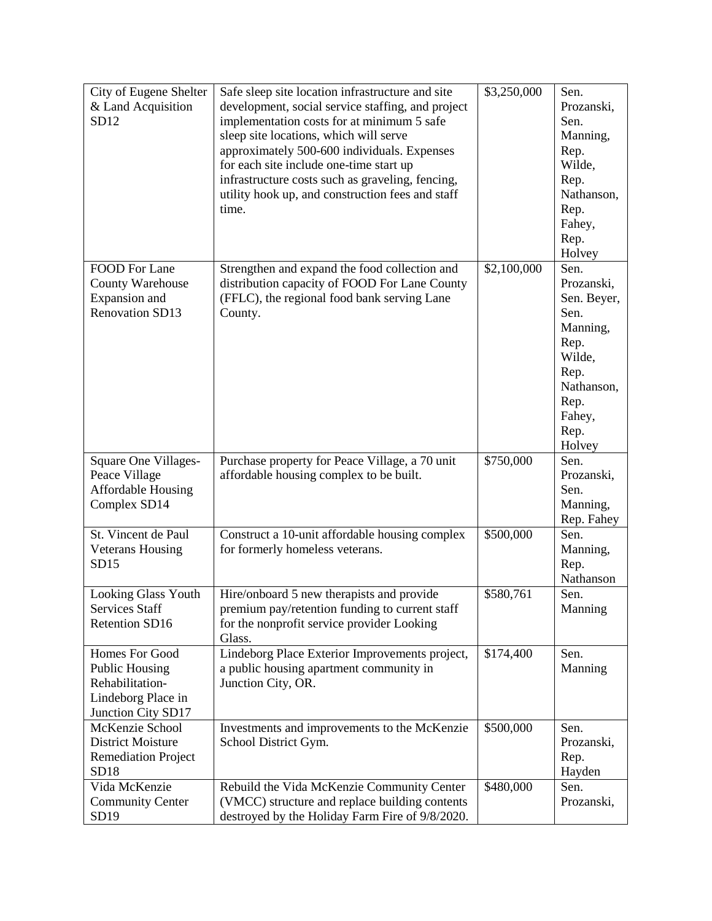| City of Eugene Shelter & Land Acquisition SD12 | Safe sleep site location infrastructure and site development, social service staffing, and project implementation costs for at minimum 5 safe sleep site locations, which will serve approximately 500-600 individuals. Expenses for each site include one-time start up infrastructure costs such as graveling, fencing, utility hook up, and construction fees and staff time. | $3,250,000 | Sen. Prozanski, Sen. Manning, Rep. Wilde, Rep. Nathanson, Rep. Fahey, Rep. Holvey |
|---|---|---|---|
| FOOD For Lane County Warehouse Expansion and Renovation SD13 | Strengthen and expand the food collection and distribution capacity of FOOD For Lane County (FFLC), the regional food bank serving Lane County. | $2,100,000 | Sen. Prozanski, Sen. Beyer, Sen. Manning, Rep. Wilde, Rep. Nathanson, Rep. Fahey, Rep. Holvey |
| Square One Villages- Peace Village Affordable Housing Complex SD14 | Purchase property for Peace Village, a 70 unit affordable housing complex to be built. | $750,000 | Sen. Prozanski, Sen. Manning, Rep. Fahey |
| St. Vincent de Paul Veterans Housing SD15 | Construct a 10-unit affordable housing complex for formerly homeless veterans. | $500,000 | Sen. Manning, Rep. Nathanson |
| Looking Glass Youth Services Staff Retention SD16 | Hire/onboard 5 new therapists and provide premium pay/retention funding to current staff for the nonprofit service provider Looking Glass. | $580,761 | Sen. Manning |
| Homes For Good Public Housing Rehabilitation- Lindeborg Place in Junction City SD17 | Lindeborg Place Exterior Improvements project, a public housing apartment community in Junction City, OR. | $174,400 | Sen. Manning |
| McKenzie School District Moisture Remediation Project SD18 | Investments and improvements to the McKenzie School District Gym. | $500,000 | Sen. Prozanski, Rep. Hayden |
| Vida McKenzie Community Center SD19 | Rebuild the Vida McKenzie Community Center (VMCC) structure and replace building contents destroyed by the Holiday Farm Fire of 9/8/2020. | $480,000 | Sen. Prozanski, |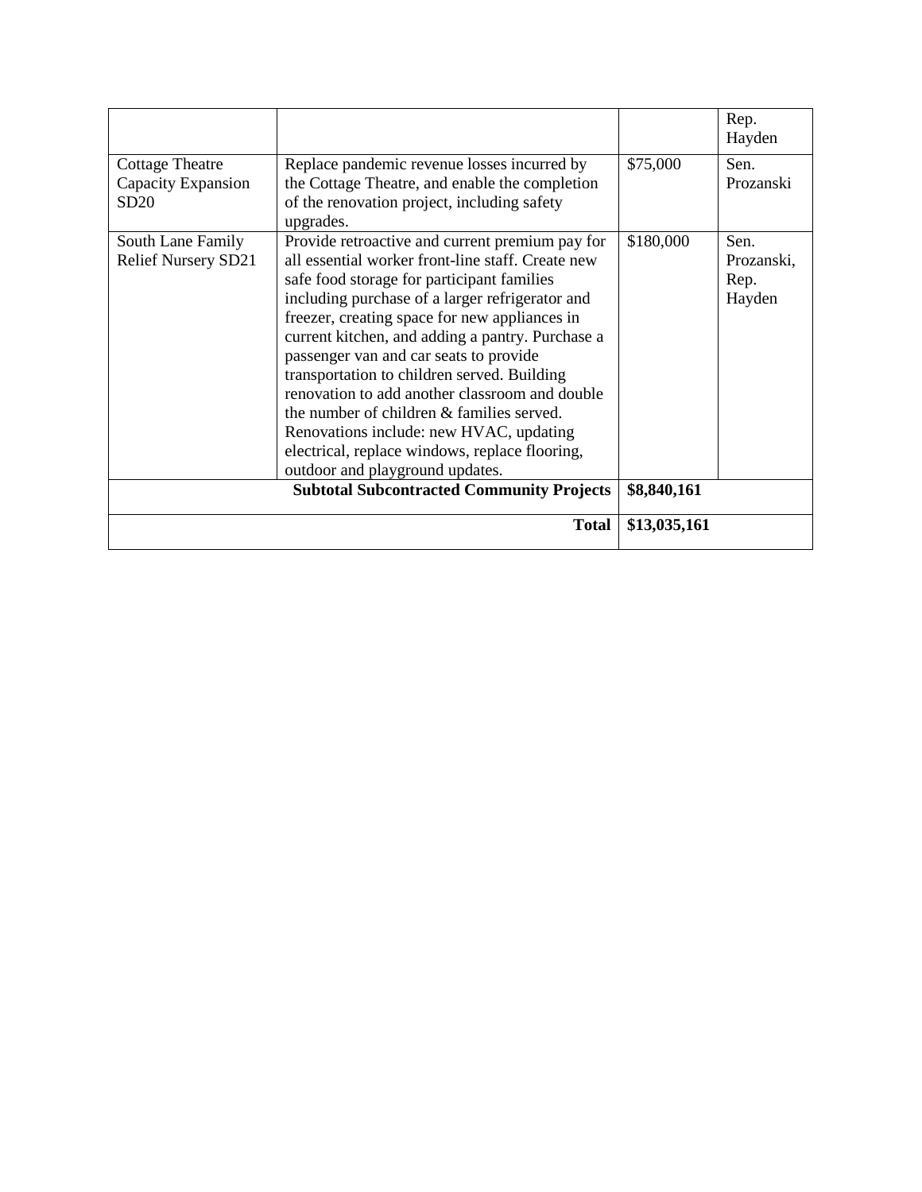| | | | |
|---|---|---|---|
| | | | Rep. Hayden |
| Cottage Theatre Capacity Expansion SD20 | Replace pandemic revenue losses incurred by the Cottage Theatre, and enable the completion of the renovation project, including safety upgrades. | $75,000 | Sen. Prozanski |
| South Lane Family Relief Nursery SD21 | Provide retroactive and current premium pay for all essential worker front-line staff. Create new safe food storage for participant families including purchase of a larger refrigerator and freezer, creating space for new appliances in current kitchen, and adding a pantry. Purchase a passenger van and car seats to provide transportation to children served. Building renovation to add another classroom and double the number of children & families served. Renovations include: new HVAC, updating electrical, replace windows, replace flooring, outdoor and playground updates. | $180,000 | Sen. Prozanski, Rep. Hayden |
| | **Subtotal Subcontracted Community Projects** | **$8,840,161** | |
| | **Total** | **$13,035,161** | |